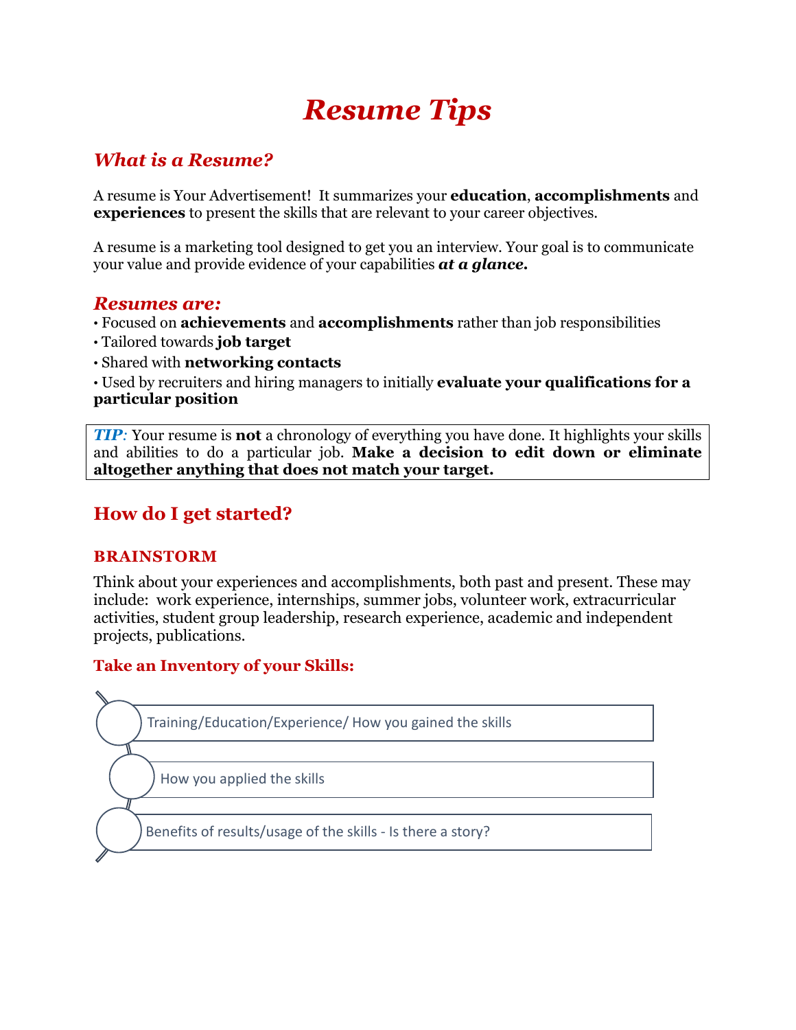# *Resume Tips*

## *What is a Resume?*

A resume is Your Advertisement! It summarizes your **education**, **accomplishments** and **experiences** to present the skills that are relevant to your career objectives.

A resume is a marketing tool designed to get you an interview. Your goal is to communicate your value and provide evidence of your capabilities ***at a glance.***

## *Resumes are:*

- Focused on **achievements** and **accomplishments** rather than job responsibilities
- Tailored towards **job target**
- Shared with **networking contacts**
- Used by recruiters and hiring managers to initially **evaluate your qualifications for a particular position**

> ***TIP:*** Your resume is **not** a chronology of everything you have done. It highlights your skills and abilities to do a particular job. **Make a decision to edit down or eliminate altogether anything that does not match your target.**

## How do I get started?

### BRAINSTORM

Think about your experiences and accomplishments, both past and present. These may include: work experience, internships, summer jobs, volunteer work, extracurricular activities, student group leadership, research experience, academic and independent projects, publications.

### Take an Inventory of your Skills:

- Training/Education/Experience/ How you gained the skills
- How you applied the skills
- Benefits of results/usage of the skills - Is there a story?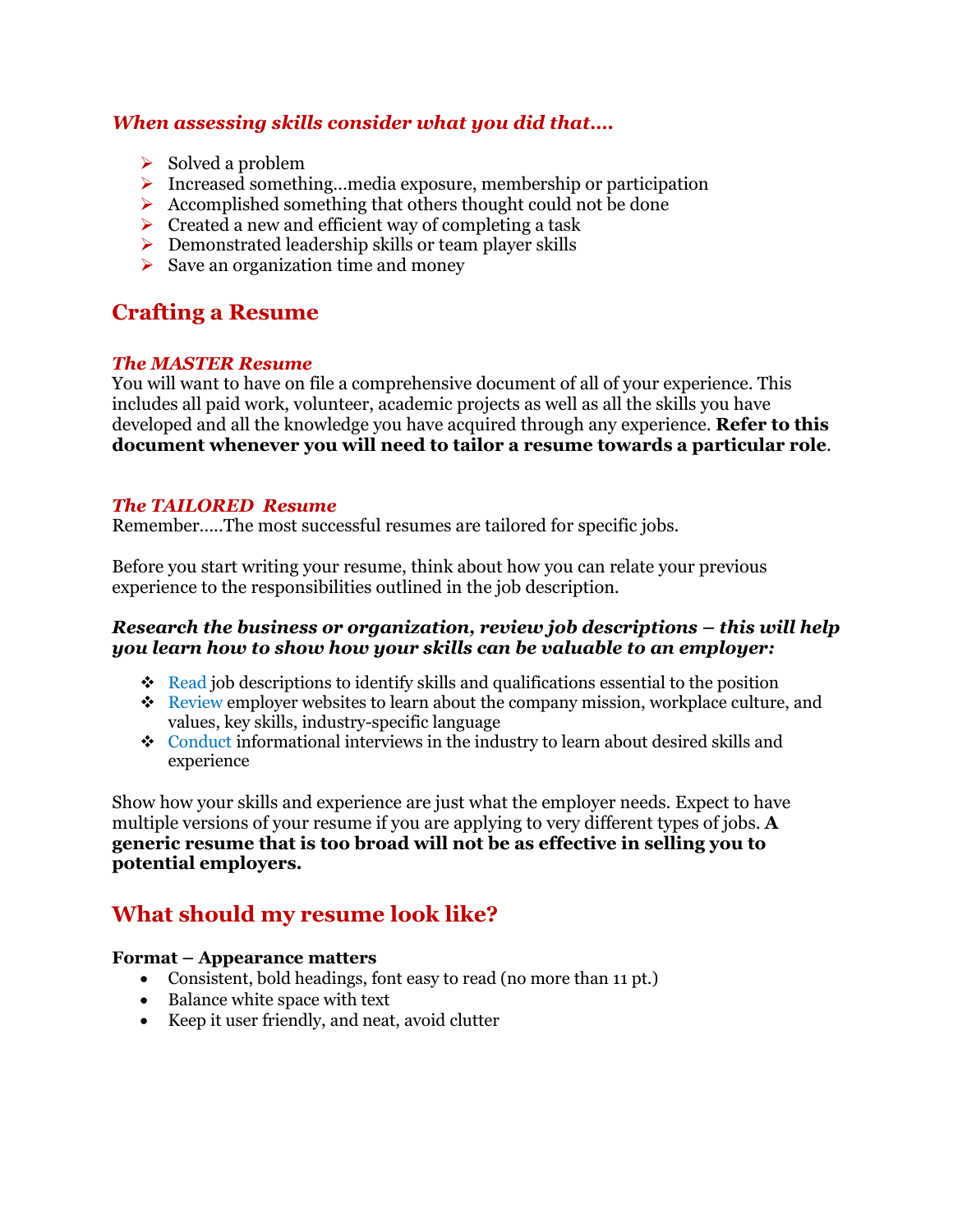### *When assessing skills consider what you did that….*

- Solved a problem
- Increased something…media exposure, membership or participation
- Accomplished something that others thought could not be done
- Created a new and efficient way of completing a task
- Demonstrated leadership skills or team player skills
- Save an organization time and money

## Crafting a Resume

### *The MASTER Resume*

You will want to have on file a comprehensive document of all of your experience. This includes all paid work, volunteer, academic projects as well as all the skills you have developed and all the knowledge you have acquired through any experience. **Refer to this document whenever you will need to tailor a resume towards a particular role**.

### *The TAILORED Resume*

Remember…..The most successful resumes are tailored for specific jobs.

Before you start writing your resume, think about how you can relate your previous experience to the responsibilities outlined in the job description.

***Research the business or organization, review job descriptions – this will help you learn how to show how your skills can be valuable to an employer:***

- Read job descriptions to identify skills and qualifications essential to the position
- Review employer websites to learn about the company mission, workplace culture, and values, key skills, industry-specific language
- Conduct informational interviews in the industry to learn about desired skills and experience

Show how your skills and experience are just what the employer needs. Expect to have multiple versions of your resume if you are applying to very different types of jobs. **A generic resume that is too broad will not be as effective in selling you to potential employers.**

## What should my resume look like?

**Format – Appearance matters**

- Consistent, bold headings, font easy to read (no more than 11 pt.)
- Balance white space with text
- Keep it user friendly, and neat, avoid clutter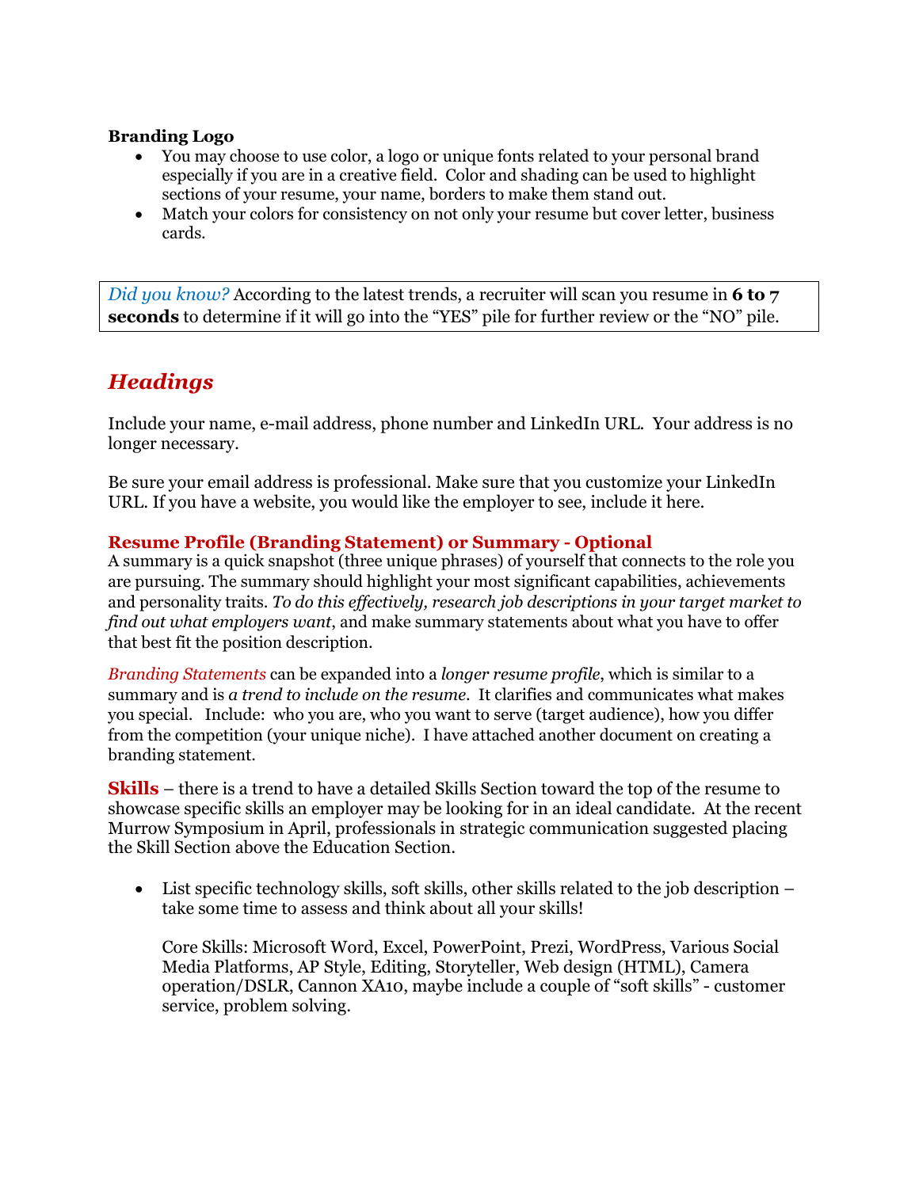**Branding Logo**

- You may choose to use color, a logo or unique fonts related to your personal brand especially if you are in a creative field. Color and shading can be used to highlight sections of your resume, your name, borders to make them stand out.
- Match your colors for consistency on not only your resume but cover letter, business cards.

> *Did you know?* According to the latest trends, a recruiter will scan you resume in **6 to 7 seconds** to determine if it will go into the "YES" pile for further review or the "NO" pile.

## *Headings*

Include your name, e-mail address, phone number and LinkedIn URL. Your address is no longer necessary.

Be sure your email address is professional. Make sure that you customize your LinkedIn URL. If you have a website, you would like the employer to see, include it here.

### Resume Profile (Branding Statement) or Summary - Optional

A summary is a quick snapshot (three unique phrases) of yourself that connects to the role you are pursuing. The summary should highlight your most significant capabilities, achievements and personality traits. *To do this effectively, research job descriptions in your target market to find out what employers want,* and make summary statements about what you have to offer that best fit the position description.

*Branding Statements* can be expanded into a *longer resume profile*, which is similar to a summary and is *a trend to include on the resume*. It clarifies and communicates what makes you special. Include: who you are, who you want to serve (target audience), how you differ from the competition (your unique niche). I have attached another document on creating a branding statement.

**Skills** – there is a trend to have a detailed Skills Section toward the top of the resume to showcase specific skills an employer may be looking for in an ideal candidate. At the recent Murrow Symposium in April, professionals in strategic communication suggested placing the Skill Section above the Education Section.

- List specific technology skills, soft skills, other skills related to the job description – take some time to assess and think about all your skills!

  Core Skills: Microsoft Word, Excel, PowerPoint, Prezi, WordPress, Various Social Media Platforms, AP Style, Editing, Storyteller, Web design (HTML), Camera operation/DSLR, Cannon XA10, maybe include a couple of "soft skills" - customer service, problem solving.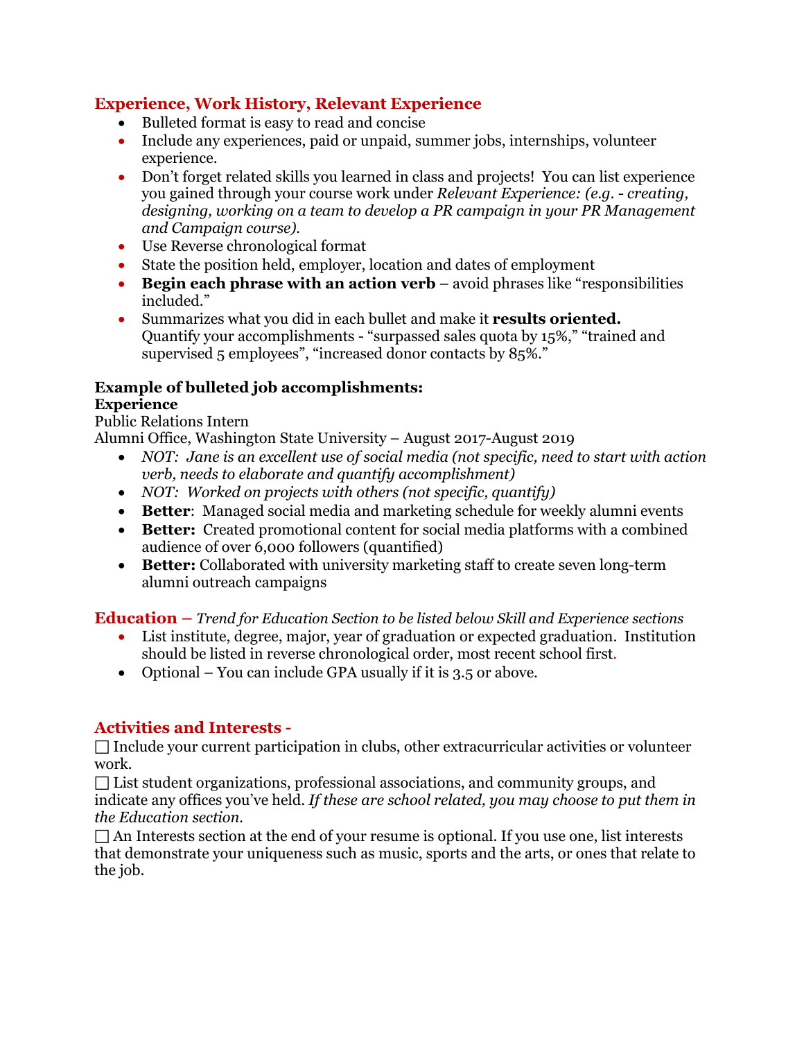## Experience, Work History, Relevant Experience

- Bulleted format is easy to read and concise
- Include any experiences, paid or unpaid, summer jobs, internships, volunteer experience.
- Don't forget related skills you learned in class and projects! You can list experience you gained through your course work under *Relevant Experience: (e.g. - creating, designing, working on a team to develop a PR campaign in your PR Management and Campaign course).*
- Use Reverse chronological format
- State the position held, employer, location and dates of employment
- **Begin each phrase with an action verb** – avoid phrases like "responsibilities included."
- Summarizes what you did in each bullet and make it **results oriented.** Quantify your accomplishments - "surpassed sales quota by 15%," "trained and supervised 5 employees", "increased donor contacts by 85%."

**Example of bulleted job accomplishments:**
**Experience**
Public Relations Intern
Alumni Office, Washington State University – August 2017-August 2019

- *NOT: Jane is an excellent use of social media (not specific, need to start with action verb, needs to elaborate and quantify accomplishment)*
- *NOT: Worked on projects with others (not specific, quantify)*
- **Better**: Managed social media and marketing schedule for weekly alumni events
- **Better:** Created promotional content for social media platforms with a combined audience of over 6,000 followers (quantified)
- **Better:** Collaborated with university marketing staff to create seven long-term alumni outreach campaigns

## Education – *Trend for Education Section to be listed below Skill and Experience sections*

- List institute, degree, major, year of graduation or expected graduation. Institution should be listed in reverse chronological order, most recent school first.
- Optional – You can include GPA usually if it is 3.5 or above.

## Activities and Interests -

☐ Include your current participation in clubs, other extracurricular activities or volunteer work.

☐ List student organizations, professional associations, and community groups, and indicate any offices you've held. *If these are school related, you may choose to put them in the Education section.*

☐ An Interests section at the end of your resume is optional. If you use one, list interests that demonstrate your uniqueness such as music, sports and the arts, or ones that relate to the job.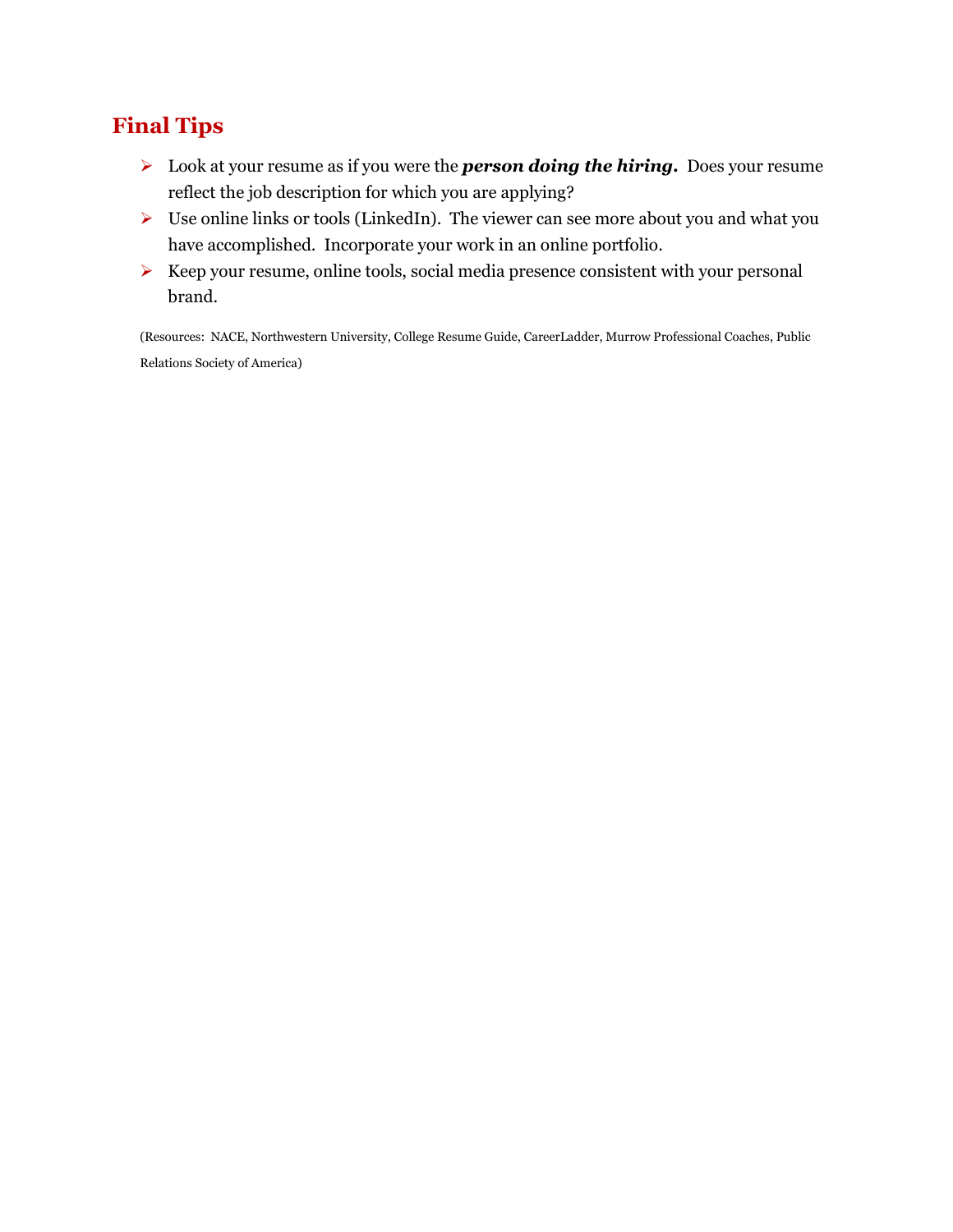## Final Tips

- Look at your resume as if you were the ***person doing the hiring.*** Does your resume reflect the job description for which you are applying?
- Use online links or tools (LinkedIn). The viewer can see more about you and what you have accomplished. Incorporate your work in an online portfolio.
- Keep your resume, online tools, social media presence consistent with your personal brand.

(Resources: NACE, Northwestern University, College Resume Guide, CareerLadder, Murrow Professional Coaches, Public Relations Society of America)